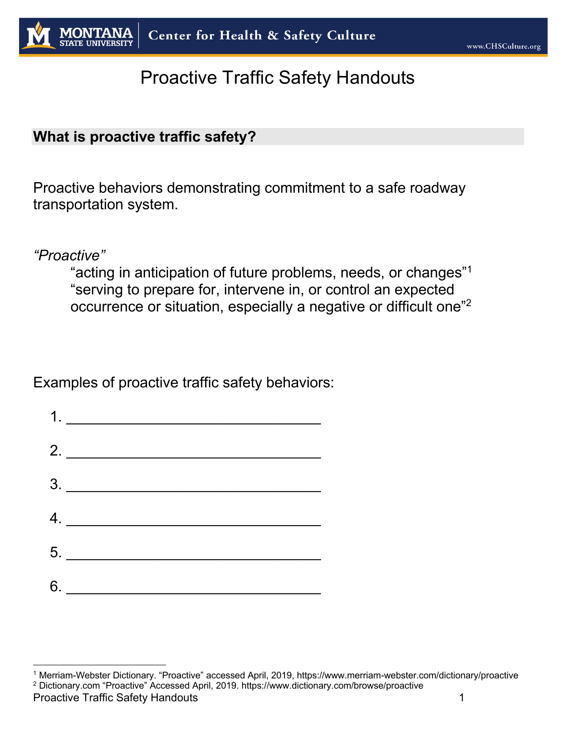# Proactive Traffic Safety Handouts

## What is proactive traffic safety?

Proactive behaviors demonstrating commitment to a safe roadway transportation system.

*"Proactive"*

> "acting in anticipation of future problems, needs, or changes"[1]
> "serving to prepare for, intervene in, or control an expected occurrence or situation, especially a negative or difficult one"[2]

Examples of proactive traffic safety behaviors:

1. ______________________________
2. ______________________________
3. ______________________________
4. ______________________________
5. ______________________________
6. ______________________________

---

[1] Merriam-Webster Dictionary. "Proactive" accessed April, 2019, https://www.merriam-webster.com/dictionary/proactive
[2] Dictionary.com "Proactive" Accessed April, 2019. https://www.dictionary.com/browse/proactive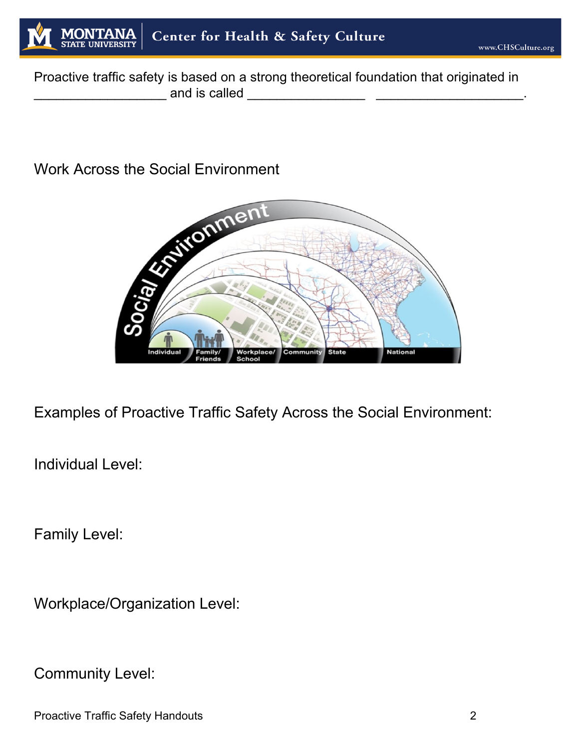Proactive traffic safety is based on a strong theoretical foundation that originated in __________________ and is called ________________ ____________________.

Work Across the Social Environment

Examples of Proactive Traffic Safety Across the Social Environment:

Individual Level:

Family Level:

Workplace/Organization Level:

Community Level: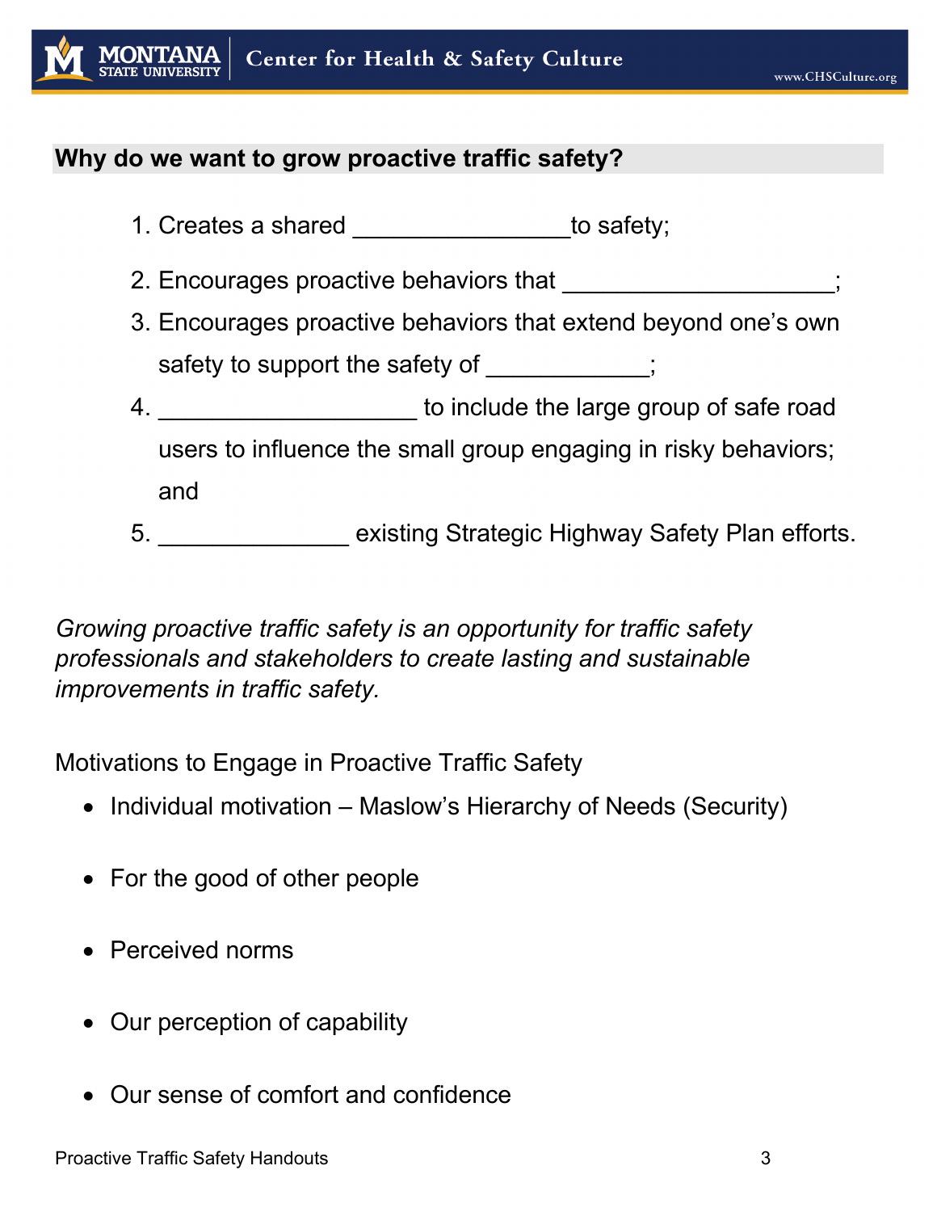## Why do we want to grow proactive traffic safety?

1. Creates a shared ________________to safety;
2. Encourages proactive behaviors that ____________________;
3. Encourages proactive behaviors that extend beyond one's own safety to support the safety of ____________;
4. ___________________ to include the large group of safe road users to influence the small group engaging in risky behaviors; and
5. ______________ existing Strategic Highway Safety Plan efforts.

*Growing proactive traffic safety is an opportunity for traffic safety professionals and stakeholders to create lasting and sustainable improvements in traffic safety.*

Motivations to Engage in Proactive Traffic Safety

- Individual motivation – Maslow's Hierarchy of Needs (Security)
- For the good of other people
- Perceived norms
- Our perception of capability
- Our sense of comfort and confidence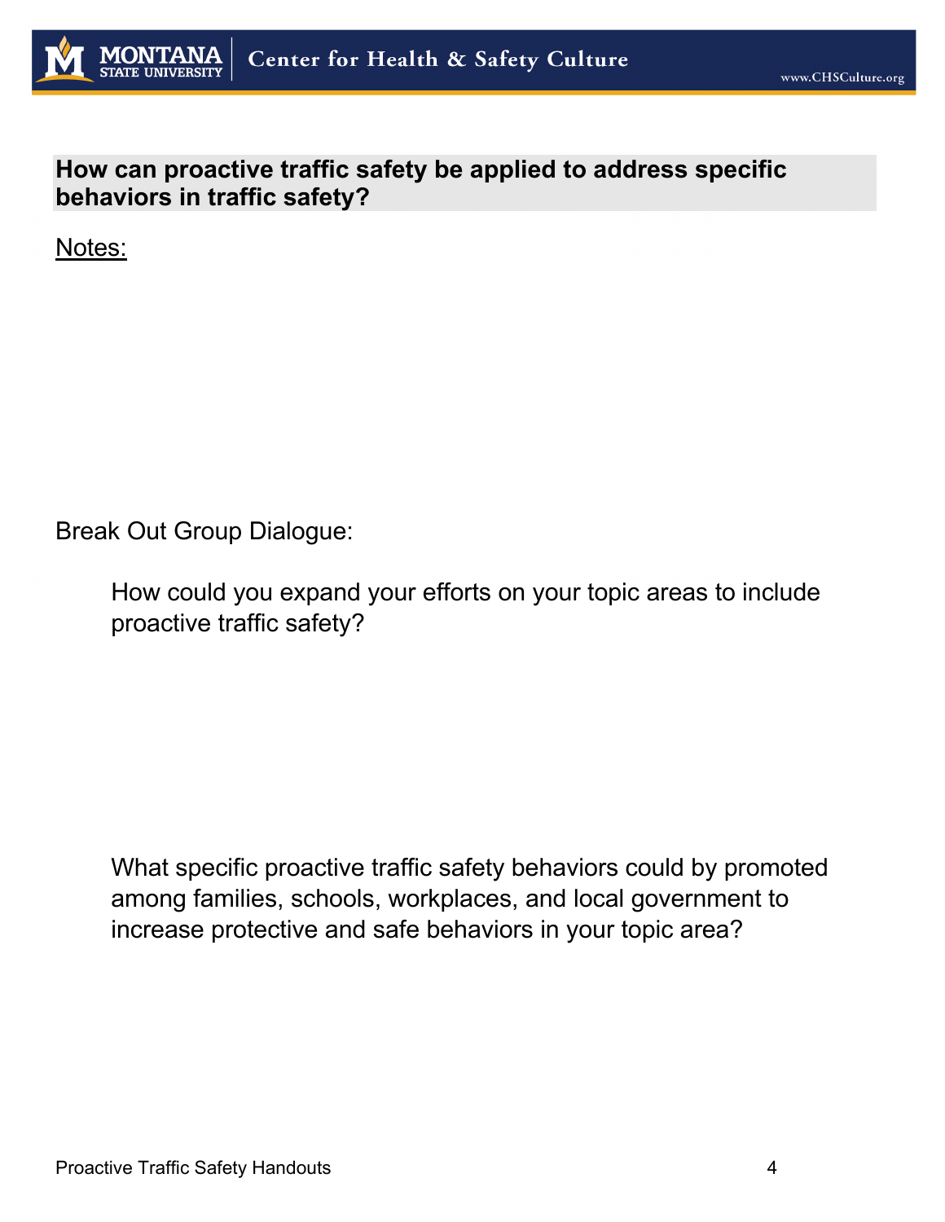## How can proactive traffic safety be applied to address specific behaviors in traffic safety?

<u>Notes:</u>

Break Out Group Dialogue:

> How could you expand your efforts on your topic areas to include proactive traffic safety?

> What specific proactive traffic safety behaviors could by promoted among families, schools, workplaces, and local government to increase protective and safe behaviors in your topic area?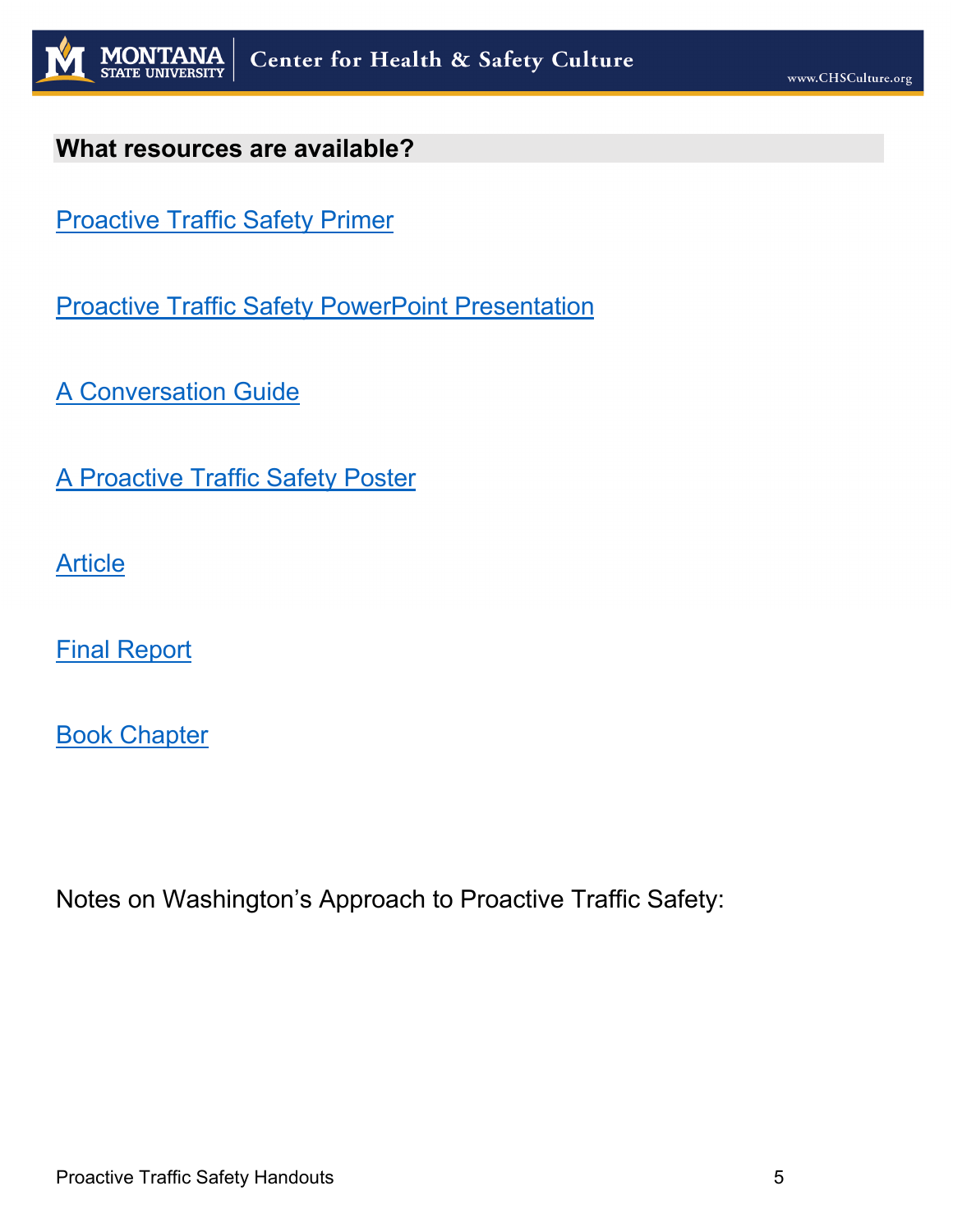## What resources are available?

Proactive Traffic Safety Primer

Proactive Traffic Safety PowerPoint Presentation

A Conversation Guide

A Proactive Traffic Safety Poster

Article

Final Report

Book Chapter

Notes on Washington's Approach to Proactive Traffic Safety: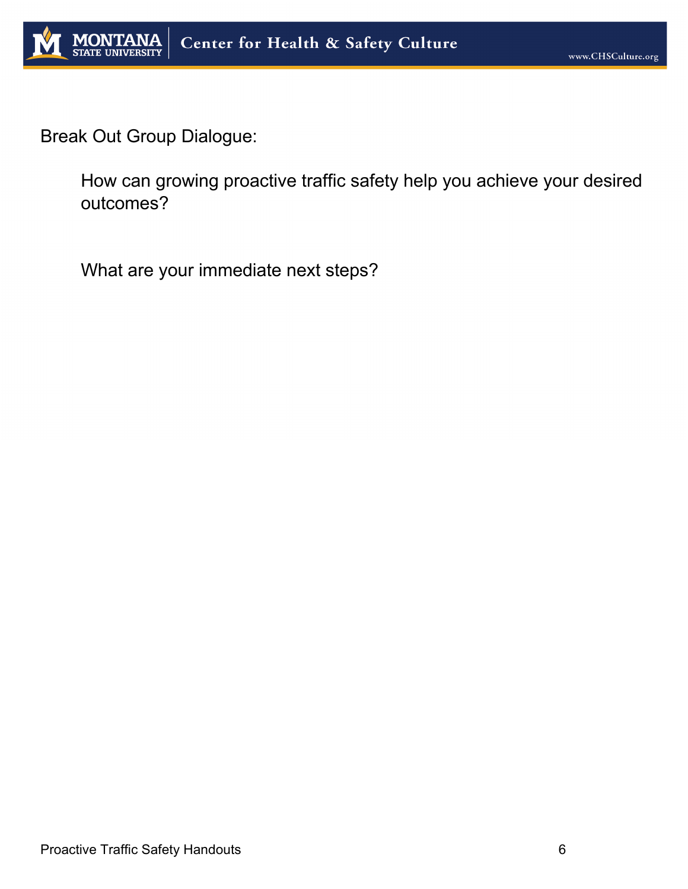Break Out Group Dialogue:

How can growing proactive traffic safety help you achieve your desired outcomes?

What are your immediate next steps?